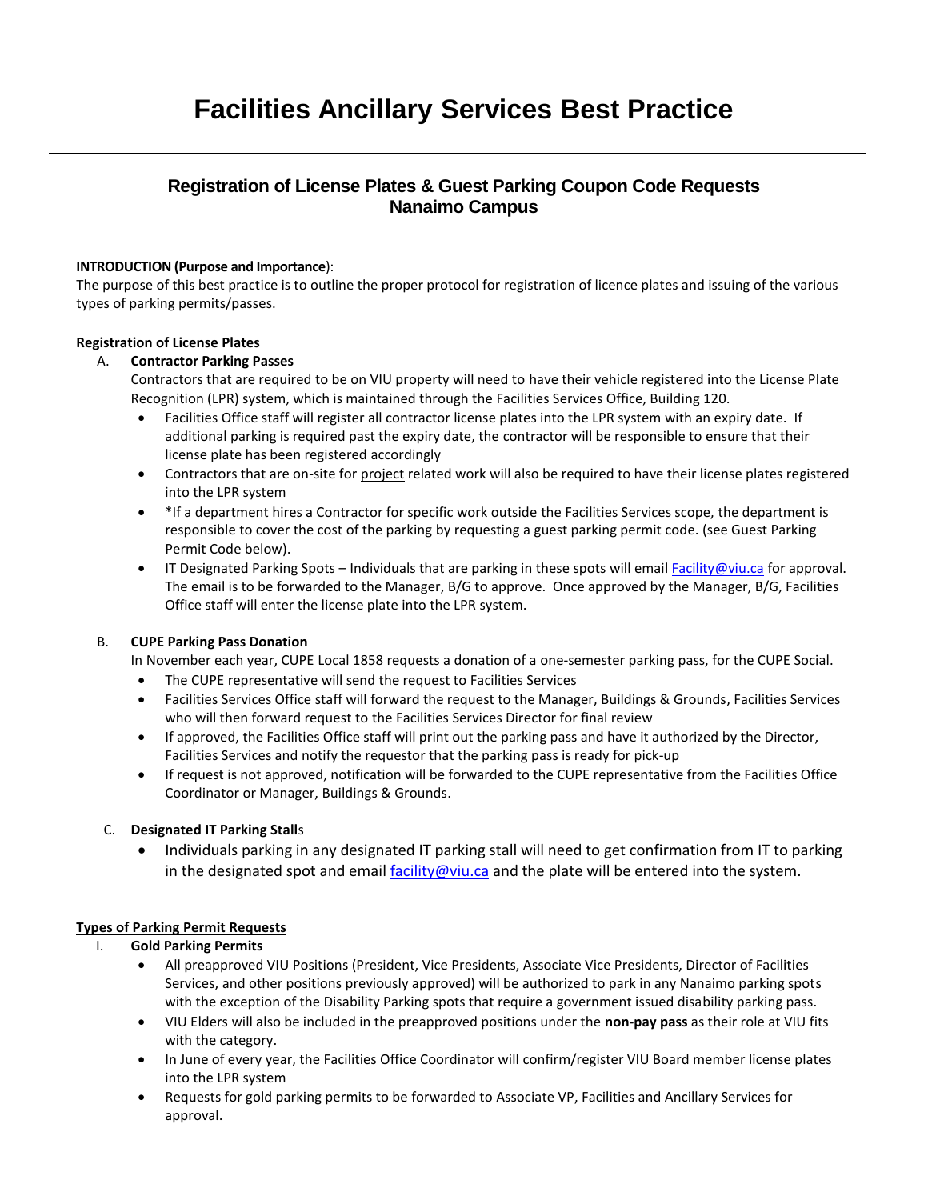# Facilities Ancillary Services Best Practice

## Registration of License Plates & Guest Parking Coupon Code Requests Nanaimo Campus

**INTRODUCTION (Purpose and Importance)**:
The purpose of this best practice is to outline the proper protocol for registration of licence plates and issuing of the various types of parking permits/passes.

**Registration of License Plates**

A. **Contractor Parking Passes**
Contractors that are required to be on VIU property will need to have their vehicle registered into the License Plate Recognition (LPR) system, which is maintained through the Facilities Services Office, Building 120.

- Facilities Office staff will register all contractor license plates into the LPR system with an expiry date. If additional parking is required past the expiry date, the contractor will be responsible to ensure that their license plate has been registered accordingly
- Contractors that are on-site for project related work will also be required to have their license plates registered into the LPR system
- *If a department hires a Contractor for specific work outside the Facilities Services scope, the department is responsible to cover the cost of the parking by requesting a guest parking permit code. (see Guest Parking Permit Code below).
- IT Designated Parking Spots – Individuals that are parking in these spots will email Facility@viu.ca for approval. The email is to be forwarded to the Manager, B/G to approve. Once approved by the Manager, B/G, Facilities Office staff will enter the license plate into the LPR system.

B. **CUPE Parking Pass Donation**
In November each year, CUPE Local 1858 requests a donation of a one-semester parking pass, for the CUPE Social.

- The CUPE representative will send the request to Facilities Services
- Facilities Services Office staff will forward the request to the Manager, Buildings & Grounds, Facilities Services who will then forward request to the Facilities Services Director for final review
- If approved, the Facilities Office staff will print out the parking pass and have it authorized by the Director, Facilities Services and notify the requestor that the parking pass is ready for pick-up
- If request is not approved, notification will be forwarded to the CUPE representative from the Facilities Office Coordinator or Manager, Buildings & Grounds.

C. **Designated IT Parking Stall**s

- Individuals parking in any designated IT parking stall will need to get confirmation from IT to parking in the designated spot and email facility@viu.ca and the plate will be entered into the system.

**Types of Parking Permit Requests**

I. **Gold Parking Permits**

- All preapproved VIU Positions (President, Vice Presidents, Associate Vice Presidents, Director of Facilities Services, and other positions previously approved) will be authorized to park in any Nanaimo parking spots with the exception of the Disability Parking spots that require a government issued disability parking pass.
- VIU Elders will also be included in the preapproved positions under the **non-pay pass** as their role at VIU fits with the category.
- In June of every year, the Facilities Office Coordinator will confirm/register VIU Board member license plates into the LPR system
- Requests for gold parking permits to be forwarded to Associate VP, Facilities and Ancillary Services for approval.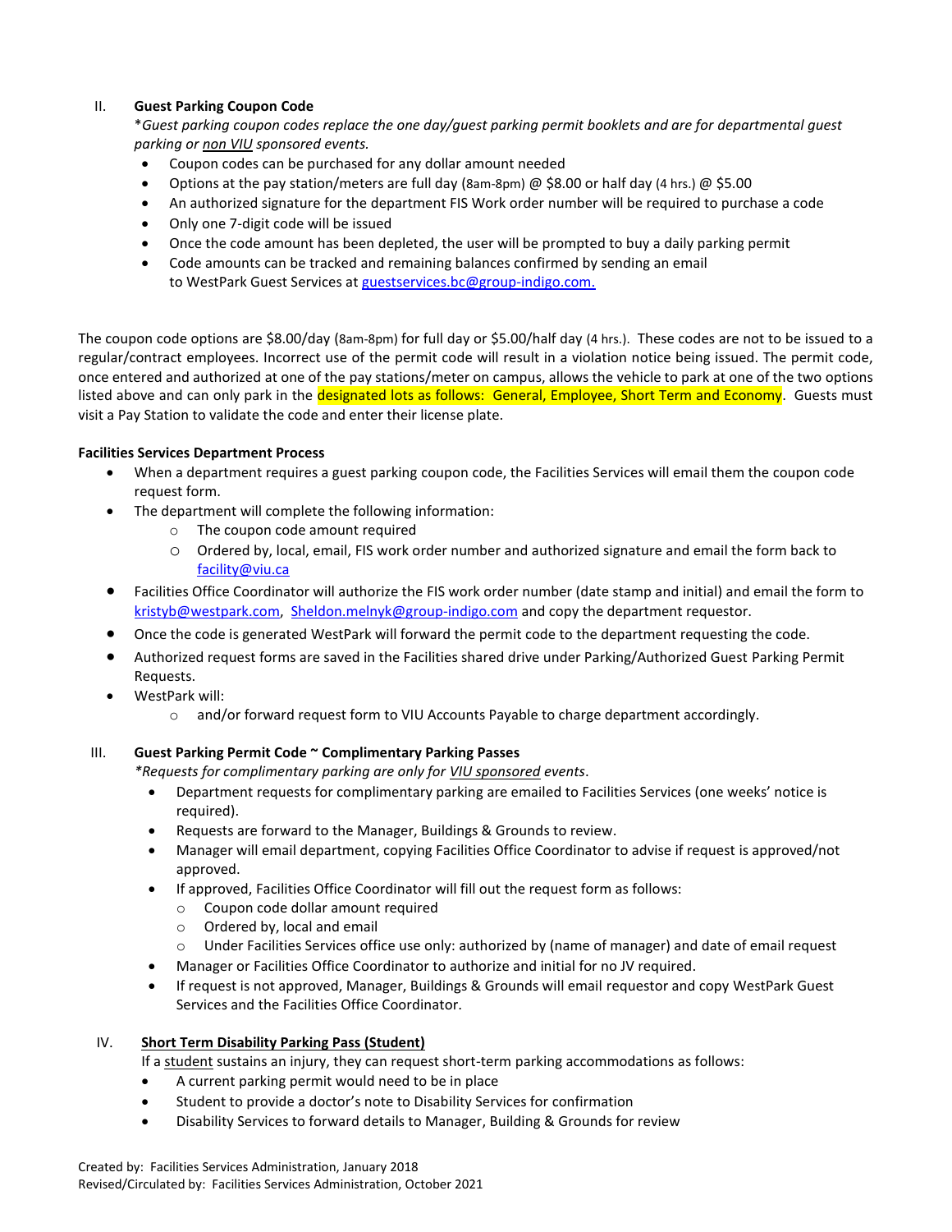II. **Guest Parking Coupon Code**

*\*Guest parking coupon codes replace the one day/guest parking permit booklets and are for departmental guest parking or non VIU sponsored events.*

- Coupon codes can be purchased for any dollar amount needed
- Options at the pay station/meters are full day (8am-8pm) @ $8.00 or half day (4 hrs.) @ $5.00
- An authorized signature for the department FIS Work order number will be required to purchase a code
- Only one 7-digit code will be issued
- Once the code amount has been depleted, the user will be prompted to buy a daily parking permit
- Code amounts can be tracked and remaining balances confirmed by sending an email to WestPark Guest Services at guestservices.bc@group-indigo.com.

The coupon code options are $8.00/day (8am-8pm) for full day or $5.00/half day (4 hrs.). These codes are not to be issued to a regular/contract employees. Incorrect use of the permit code will result in a violation notice being issued. The permit code, once entered and authorized at one of the pay stations/meter on campus, allows the vehicle to park at one of the two options listed above and can only park in the designated lots as follows: General, Employee, Short Term and Economy. Guests must visit a Pay Station to validate the code and enter their license plate.

**Facilities Services Department Process**

- When a department requires a guest parking coupon code, the Facilities Services will email them the coupon code request form.
- The department will complete the following information:
  - The coupon code amount required
  - Ordered by, local, email, FIS work order number and authorized signature and email the form back to facility@viu.ca
- Facilities Office Coordinator will authorize the FIS work order number (date stamp and initial) and email the form to kristyb@westpark.com, Sheldon.melnyk@group-indigo.com and copy the department requestor.
- Once the code is generated WestPark will forward the permit code to the department requesting the code.
- Authorized request forms are saved in the Facilities shared drive under Parking/Authorized Guest Parking Permit Requests.
- WestPark will:
  - and/or forward request form to VIU Accounts Payable to charge department accordingly.

III. **Guest Parking Permit Code ~ Complimentary Parking Passes**

*\*Requests for complimentary parking are only for VIU sponsored events.*

- Department requests for complimentary parking are emailed to Facilities Services (one weeks' notice is required).
- Requests are forward to the Manager, Buildings & Grounds to review.
- Manager will email department, copying Facilities Office Coordinator to advise if request is approved/not approved.
- If approved, Facilities Office Coordinator will fill out the request form as follows:
  - Coupon code dollar amount required
  - Ordered by, local and email
  - Under Facilities Services office use only: authorized by (name of manager) and date of email request
- Manager or Facilities Office Coordinator to authorize and initial for no JV required.
- If request is not approved, Manager, Buildings & Grounds will email requestor and copy WestPark Guest Services and the Facilities Office Coordinator.

IV. **Short Term Disability Parking Pass (Student)**

If a student sustains an injury, they can request short-term parking accommodations as follows:

- A current parking permit would need to be in place
- Student to provide a doctor's note to Disability Services for confirmation
- Disability Services to forward details to Manager, Building & Grounds for review

Created by: Facilities Services Administration, January 2018
Revised/Circulated by: Facilities Services Administration, October 2021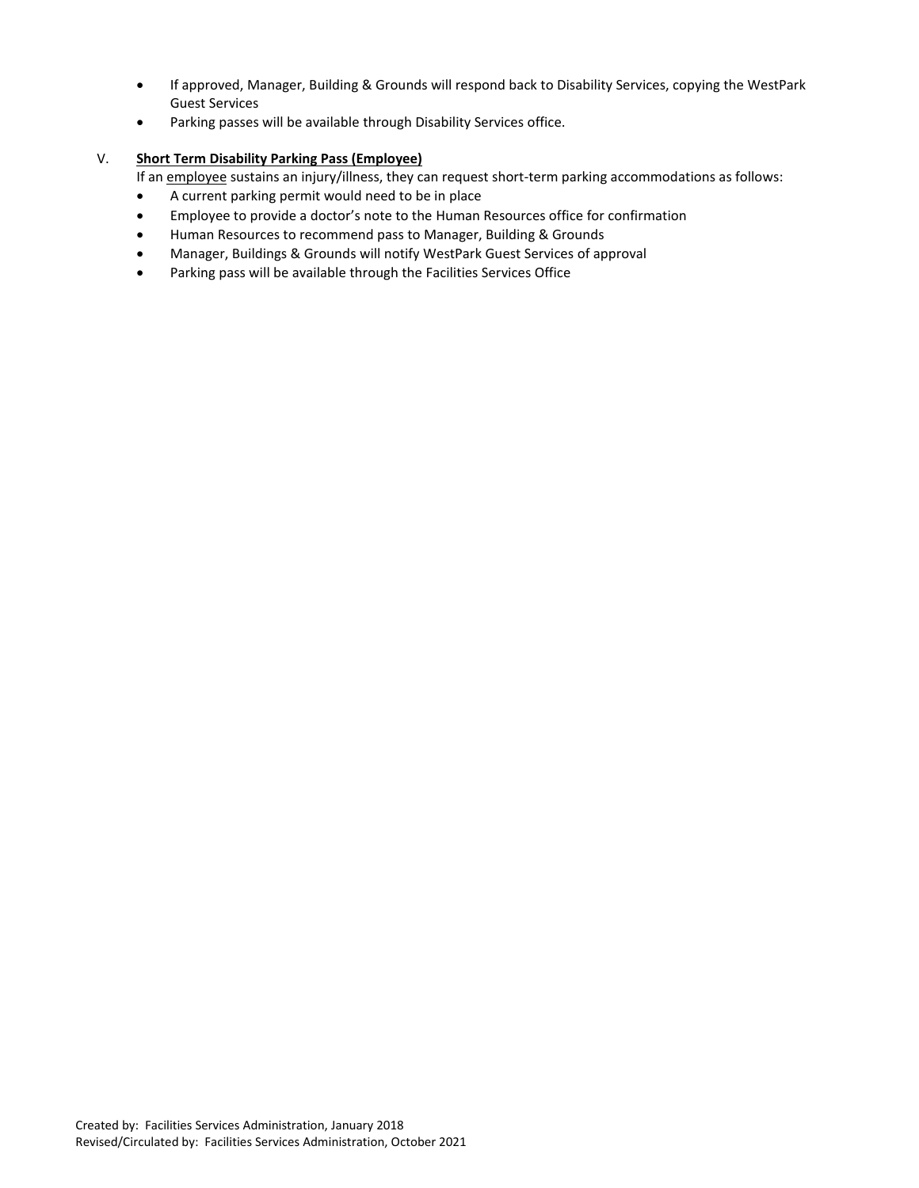- If approved, Manager, Building & Grounds will respond back to Disability Services, copying the WestPark Guest Services
- Parking passes will be available through Disability Services office.

V. **Short Term Disability Parking Pass (Employee)**

If an employee sustains an injury/illness, they can request short-term parking accommodations as follows:

- A current parking permit would need to be in place
- Employee to provide a doctor's note to the Human Resources office for confirmation
- Human Resources to recommend pass to Manager, Building & Grounds
- Manager, Buildings & Grounds will notify WestPark Guest Services of approval
- Parking pass will be available through the Facilities Services Office

Created by: Facilities Services Administration, January 2018
Revised/Circulated by: Facilities Services Administration, October 2021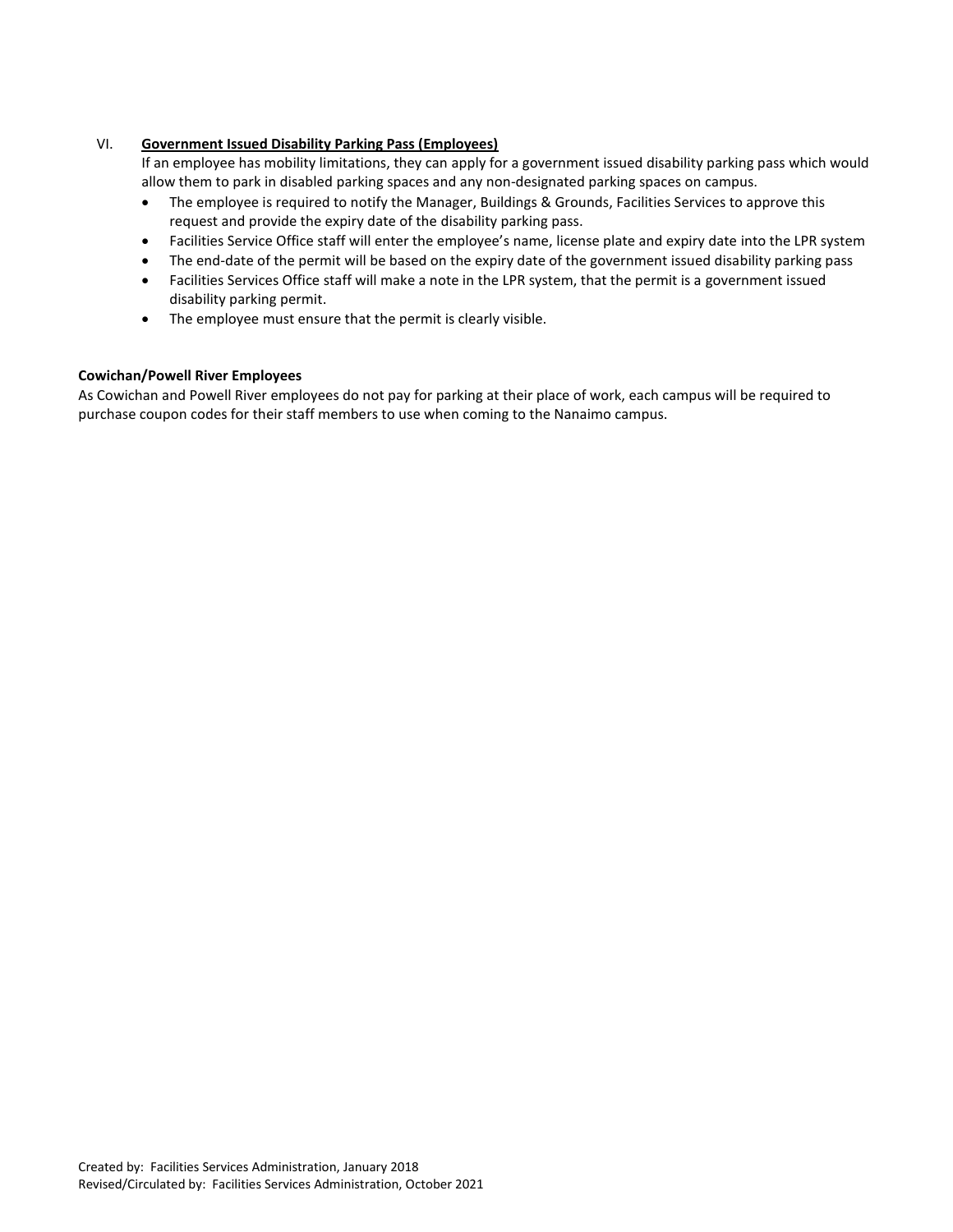VI. **Government Issued Disability Parking Pass (Employees)**

If an employee has mobility limitations, they can apply for a government issued disability parking pass which would allow them to park in disabled parking spaces and any non-designated parking spaces on campus.

- The employee is required to notify the Manager, Buildings & Grounds, Facilities Services to approve this request and provide the expiry date of the disability parking pass.
- Facilities Service Office staff will enter the employee's name, license plate and expiry date into the LPR system
- The end-date of the permit will be based on the expiry date of the government issued disability parking pass
- Facilities Services Office staff will make a note in the LPR system, that the permit is a government issued disability parking permit.
- The employee must ensure that the permit is clearly visible.

**Cowichan/Powell River Employees**

As Cowichan and Powell River employees do not pay for parking at their place of work, each campus will be required to purchase coupon codes for their staff members to use when coming to the Nanaimo campus.

Created by: Facilities Services Administration, January 2018
Revised/Circulated by: Facilities Services Administration, October 2021